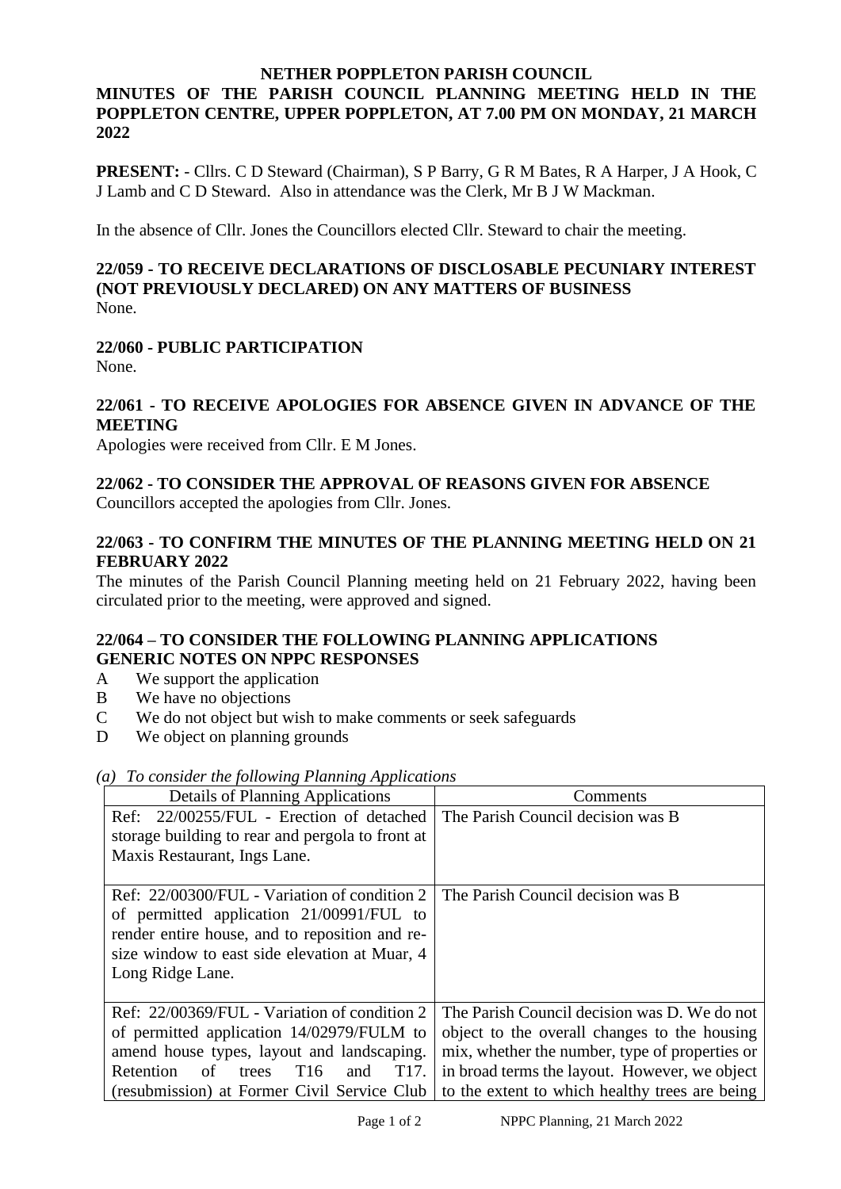**NETHER POPPLETON PARISH COUNCIL**

**MINUTES OF THE PARISH COUNCIL PLANNING MEETING HELD IN THE POPPLETON CENTRE, UPPER POPPLETON, AT 7.00 PM ON MONDAY, 21 MARCH 2022**

**PRESENT:** - Cllrs. C D Steward (Chairman), S P Barry, G R M Bates, R A Harper, J A Hook, C J Lamb and C D Steward. Also in attendance was the Clerk, Mr B J W Mackman.

In the absence of Cllr. Jones the Councillors elected Cllr. Steward to chair the meeting.

**22/059 - TO RECEIVE DECLARATIONS OF DISCLOSABLE PECUNIARY INTEREST (NOT PREVIOUSLY DECLARED) ON ANY MATTERS OF BUSINESS**

None.

**22/060 - PUBLIC PARTICIPATION**

None.

**22/061 - TO RECEIVE APOLOGIES FOR ABSENCE GIVEN IN ADVANCE OF THE MEETING**

Apologies were received from Cllr. E M Jones.

**22/062 - TO CONSIDER THE APPROVAL OF REASONS GIVEN FOR ABSENCE**

Councillors accepted the apologies from Cllr. Jones.

**22/063 - TO CONFIRM THE MINUTES OF THE PLANNING MEETING HELD ON 21 FEBRUARY 2022**

The minutes of the Parish Council Planning meeting held on 21 February 2022, having been circulated prior to the meeting, were approved and signed.

**22/064 – TO CONSIDER THE FOLLOWING PLANNING APPLICATIONS**

**GENERIC NOTES ON NPPC RESPONSES**

- A We support the application
- B We have no objections
- C We do not object but wish to make comments or seek safeguards
- D We object on planning grounds

*(a) To consider the following Planning Applications*

| Details of Planning Applications | Comments |
|---|---|
| Ref: 22/00255/FUL - Erection of detached storage building to rear and pergola to front at Maxis Restaurant, Ings Lane. | The Parish Council decision was B |
| Ref: 22/00300/FUL - Variation of condition 2 of permitted application 21/00991/FUL to render entire house, and to reposition and re-size window to east side elevation at Muar, 4 Long Ridge Lane. | The Parish Council decision was B |
| Ref: 22/00369/FUL - Variation of condition 2 of permitted application 14/02979/FULM to amend house types, layout and landscaping. Retention of trees T16 and T17. (resubmission) at Former Civil Service Club | The Parish Council decision was D. We do not object to the overall changes to the housing mix, whether the number, type of properties or in broad terms the layout. However, we object to the extent to which healthy trees are being |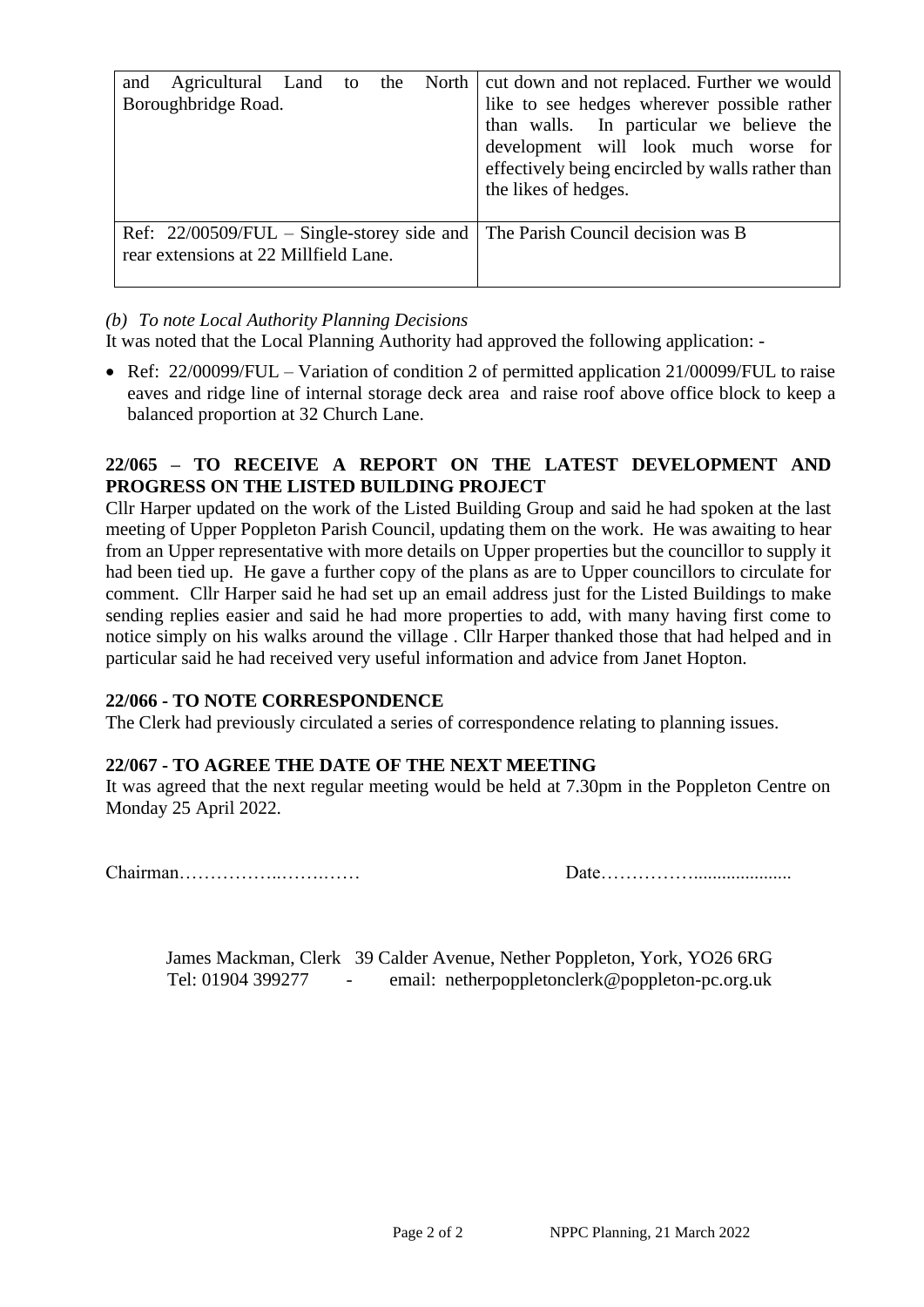| | |
|---|---|
| and Agricultural Land to the North Boroughbridge Road. | cut down and not replaced. Further we would like to see hedges wherever possible rather than walls. In particular we believe the development will look much worse for effectively being encircled by walls rather than the likes of hedges. |
| Ref: 22/00509/FUL – Single-storey side and rear extensions at 22 Millfield Lane. | The Parish Council decision was B |

*(b) To note Local Authority Planning Decisions*

It was noted that the Local Planning Authority had approved the following application: -

- Ref: 22/00099/FUL – Variation of condition 2 of permitted application 21/00099/FUL to raise eaves and ridge line of internal storage deck area and raise roof above office block to keep a balanced proportion at 32 Church Lane.

**22/065 – TO RECEIVE A REPORT ON THE LATEST DEVELOPMENT AND PROGRESS ON THE LISTED BUILDING PROJECT**

Cllr Harper updated on the work of the Listed Building Group and said he had spoken at the last meeting of Upper Poppleton Parish Council, updating them on the work. He was awaiting to hear from an Upper representative with more details on Upper properties but the councillor to supply it had been tied up. He gave a further copy of the plans as are to Upper councillors to circulate for comment. Cllr Harper said he had set up an email address just for the Listed Buildings to make sending replies easier and said he had more properties to add, with many having first come to notice simply on his walks around the village . Cllr Harper thanked those that had helped and in particular said he had received very useful information and advice from Janet Hopton.

**22/066 - TO NOTE CORRESPONDENCE**

The Clerk had previously circulated a series of correspondence relating to planning issues.

**22/067 - TO AGREE THE DATE OF THE NEXT MEETING**

It was agreed that the next regular meeting would be held at 7.30pm in the Poppleton Centre on Monday 25 April 2022.

Chairman…………….…….……                                   Date……………....................

James Mackman, Clerk   39 Calder Avenue, Nether Poppleton, York, YO26 6RG
Tel: 01904 399277   -   email: netherpoppletonclerk@poppleton-pc.org.uk